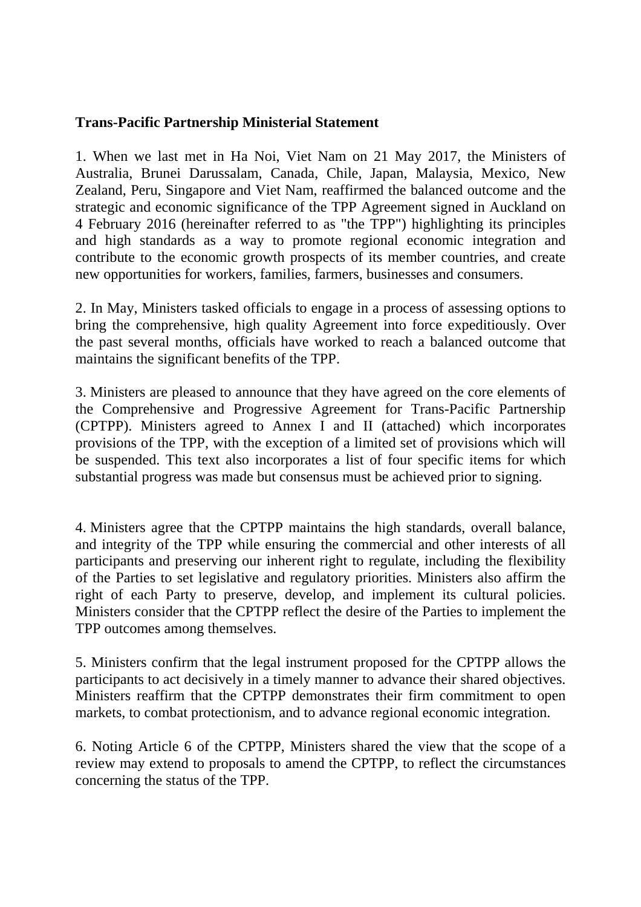**Trans-Pacific Partnership Ministerial Statement**

1. When we last met in Ha Noi, Viet Nam on 21 May 2017, the Ministers of Australia, Brunei Darussalam, Canada, Chile, Japan, Malaysia, Mexico, New Zealand, Peru, Singapore and Viet Nam, reaffirmed the balanced outcome and the strategic and economic significance of the TPP Agreement signed in Auckland on 4 February 2016 (hereinafter referred to as "the TPP") highlighting its principles and high standards as a way to promote regional economic integration and contribute to the economic growth prospects of its member countries, and create new opportunities for workers, families, farmers, businesses and consumers.

2. In May, Ministers tasked officials to engage in a process of assessing options to bring the comprehensive, high quality Agreement into force expeditiously. Over the past several months, officials have worked to reach a balanced outcome that maintains the significant benefits of the TPP.

3. Ministers are pleased to announce that they have agreed on the core elements of the Comprehensive and Progressive Agreement for Trans-Pacific Partnership (CPTPP). Ministers agreed to Annex I and II (attached) which incorporates provisions of the TPP, with the exception of a limited set of provisions which will be suspended. This text also incorporates a list of four specific items for which substantial progress was made but consensus must be achieved prior to signing.

4. Ministers agree that the CPTPP maintains the high standards, overall balance, and integrity of the TPP while ensuring the commercial and other interests of all participants and preserving our inherent right to regulate, including the flexibility of the Parties to set legislative and regulatory priorities. Ministers also affirm the right of each Party to preserve, develop, and implement its cultural policies. Ministers consider that the CPTPP reflect the desire of the Parties to implement the TPP outcomes among themselves.

5. Ministers confirm that the legal instrument proposed for the CPTPP allows the participants to act decisively in a timely manner to advance their shared objectives. Ministers reaffirm that the CPTPP demonstrates their firm commitment to open markets, to combat protectionism, and to advance regional economic integration.

6. Noting Article 6 of the CPTPP, Ministers shared the view that the scope of a review may extend to proposals to amend the CPTPP, to reflect the circumstances concerning the status of the TPP.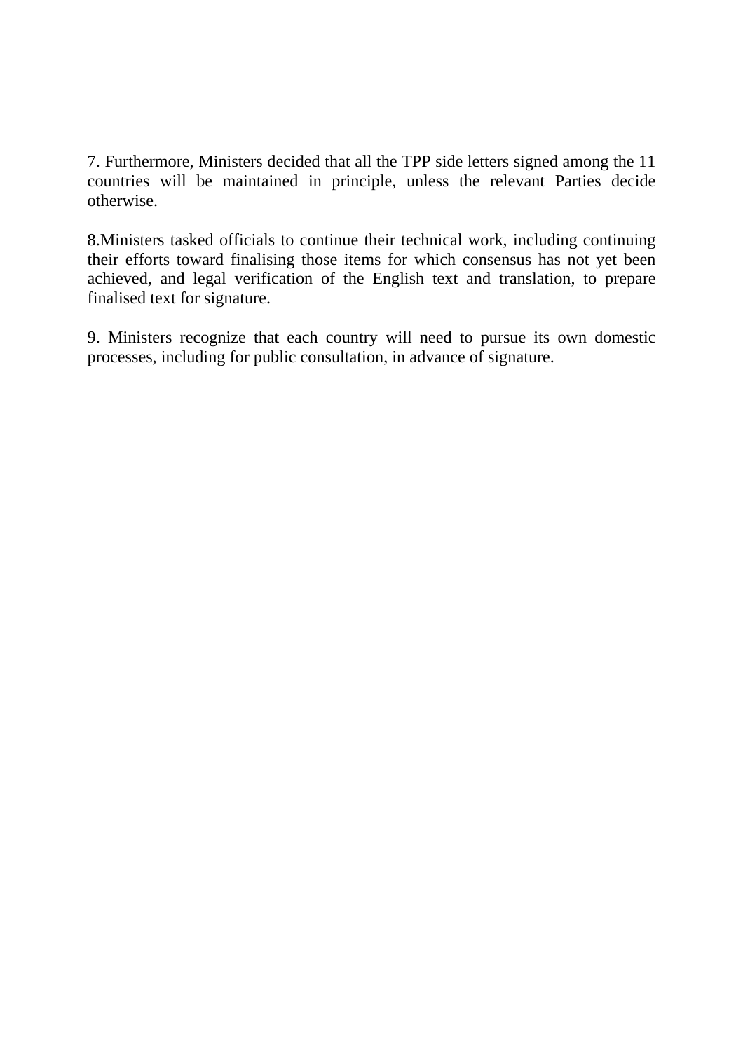7. Furthermore, Ministers decided that all the TPP side letters signed among the 11 countries will be maintained in principle, unless the relevant Parties decide otherwise.

8.Ministers tasked officials to continue their technical work, including continuing their efforts toward finalising those items for which consensus has not yet been achieved, and legal verification of the English text and translation, to prepare finalised text for signature.

9. Ministers recognize that each country will need to pursue its own domestic processes, including for public consultation, in advance of signature.